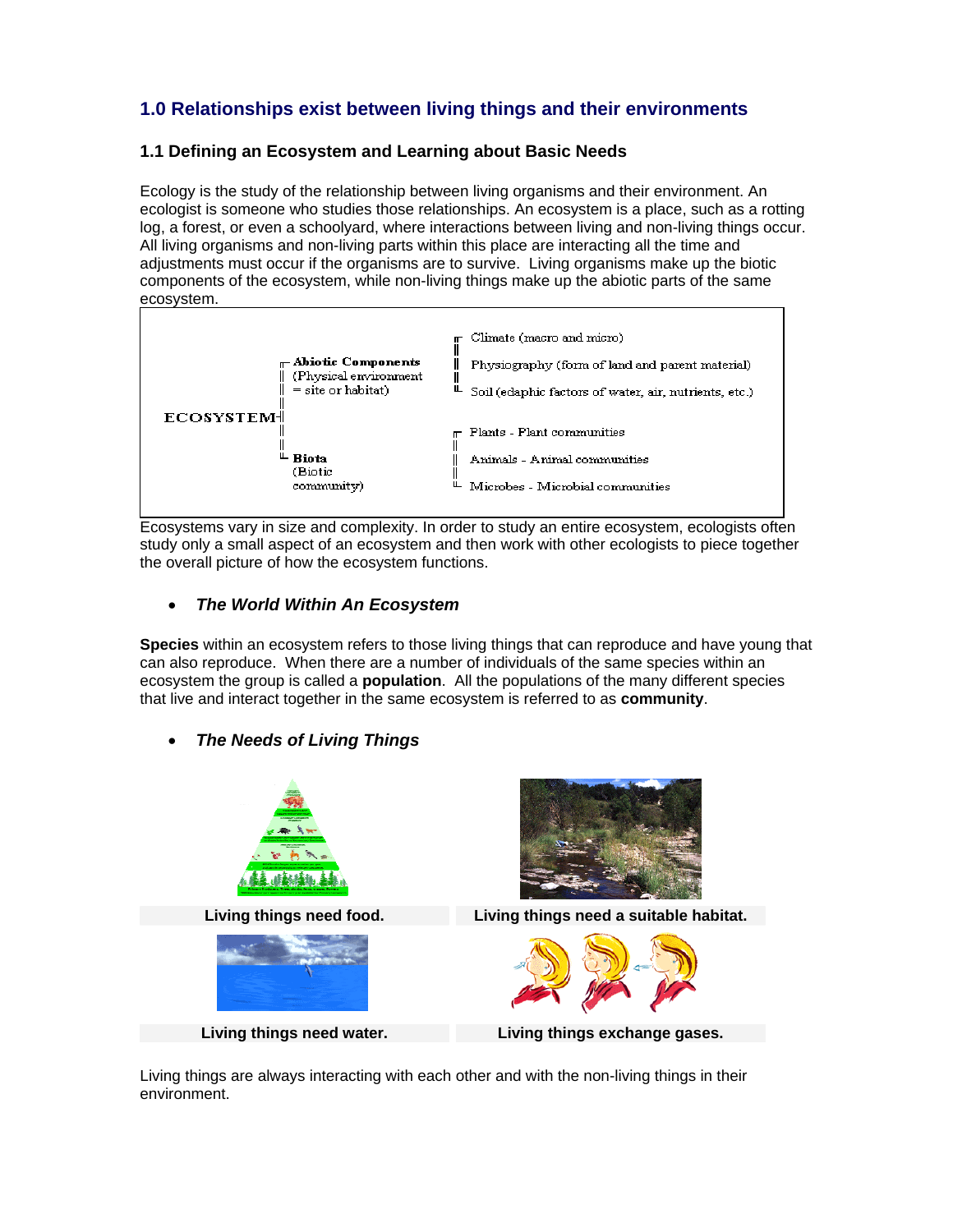## 1.0 Relationships exist between living things and their environments

### 1.1 Defining an Ecosystem and Learning about Basic Needs

Ecology is the study of the relationship between living organisms and their environment. An ecologist is someone who studies those relationships. An ecosystem is a place, such as a rotting log, a forest, or even a schoolyard, where interactions between living and non-living things occur. All living organisms and non-living parts within this place are interacting all the time and adjustments must occur if the organisms are to survive. Living organisms make up the biotic components of the ecosystem, while non-living things make up the abiotic parts of the same ecosystem.

```
                Abiotic Components              Climate (macro and micro)
                (Physical environment           Physiography (form of land and parent material)
                = site or habitat)              Soil (edaphic factors of water, air, nutrients, etc.)
ECOSYSTEM
                                                Plants - Plant communities
                Biota                           Animals - Animal communities
                (Biotic community)              Microbes - Microbial communities
```

Ecosystems vary in size and complexity. In order to study an entire ecosystem, ecologists often study only a small aspect of an ecosystem and then work with other ecologists to piece together the overall picture of how the ecosystem functions.

- ***The World Within An Ecosystem***

**Species** within an ecosystem refers to those living things that can reproduce and have young that can also reproduce. When there are a number of individuals of the same species within an ecosystem the group is called a **population**. All the populations of the many different species that live and interact together in the same ecosystem is referred to as **community**.

- ***The Needs of Living Things***

**Living things need food.**

**Living things need a suitable habitat.**

**Living things need water.**

**Living things exchange gases.**

Living things are always interacting with each other and with the non-living things in their environment.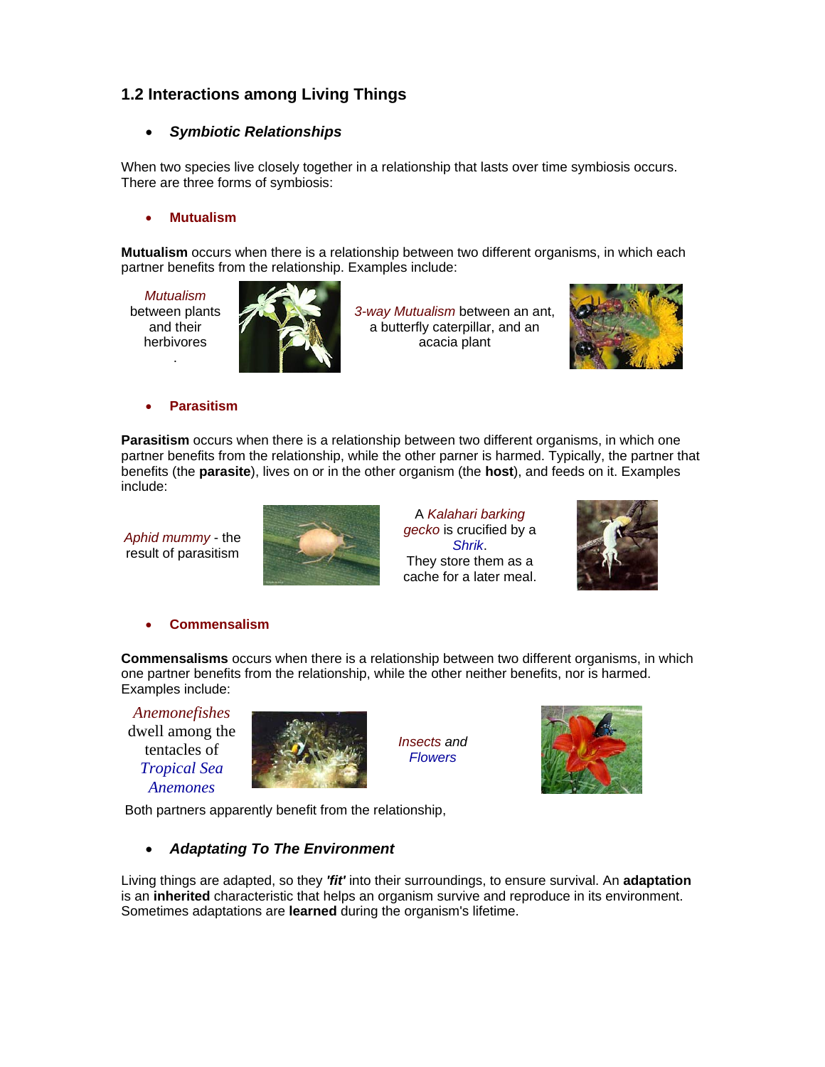## 1.2 Interactions among Living Things

- ***Symbiotic Relationships***

When two species live closely together in a relationship that lasts over time symbiosis occurs. There are three forms of symbiosis:

- **Mutualism**

**Mutualism** occurs when there is a relationship between two different organisms, in which each partner benefits from the relationship. Examples include:

*Mutualism* between plants and their herbivores
.

*3-way Mutualism* between an ant, a butterfly caterpillar, and an acacia plant

- **Parasitism**

**Parasitism** occurs when there is a relationship between two different organisms, in which one partner benefits from the relationship, while the other parner is harmed. Typically, the partner that benefits (the **parasite**), lives on or in the other organism (the **host**), and feeds on it. Examples include:

*Aphid mummy* - the result of parasitism

A *Kalahari barking gecko* is crucified by a *Shrik*.
They store them as a cache for a later meal.

- **Commensalism**

**Commensalisms** occurs when there is a relationship between two different organisms, in which one partner benefits from the relationship, while the other neither benefits, nor is harmed. Examples include:

*Anemonefishes* dwell among the tentacles of *Tropical Sea Anemones*

*Insects and Flowers*

Both partners apparently benefit from the relationship,

- ***Adaptating To The Environment***

Living things are adapted, so they ***'fit'*** into their surroundings, to ensure survival. An **adaptation** is an **inherited** characteristic that helps an organism survive and reproduce in its environment. Sometimes adaptations are **learned** during the organism's lifetime.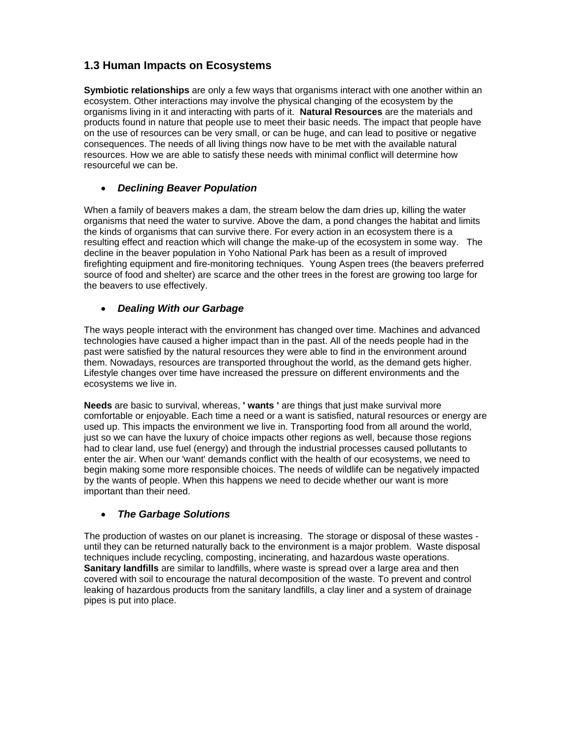## 1.3 Human Impacts on Ecosystems

**Symbiotic relationships** are only a few ways that organisms interact with one another within an ecosystem. Other interactions may involve the physical changing of the ecosystem by the organisms living in it and interacting with parts of it. **Natural Resources** are the materials and products found in nature that people use to meet their basic needs. The impact that people have on the use of resources can be very small, or can be huge, and can lead to positive or negative consequences. The needs of all living things now have to be met with the available natural resources. How we are able to satisfy these needs with minimal conflict will determine how resourceful we can be.

- ***Declining Beaver Population***

When a family of beavers makes a dam, the stream below the dam dries up, killing the water organisms that need the water to survive. Above the dam, a pond changes the habitat and limits the kinds of organisms that can survive there. For every action in an ecosystem there is a resulting effect and reaction which will change the make-up of the ecosystem in some way. The decline in the beaver population in Yoho National Park has been as a result of improved firefighting equipment and fire-monitoring techniques. Young Aspen trees (the beavers preferred source of food and shelter) are scarce and the other trees in the forest are growing too large for the beavers to use effectively.

- ***Dealing With our Garbage***

The ways people interact with the environment has changed over time. Machines and advanced technologies have caused a higher impact than in the past. All of the needs people had in the past were satisfied by the natural resources they were able to find in the environment around them. Nowadays, resources are transported throughout the world, as the demand gets higher. Lifestyle changes over time have increased the pressure on different environments and the ecosystems we live in.

**Needs** are basic to survival, whereas, **' wants '** are things that just make survival more comfortable or enjoyable. Each time a need or a want is satisfied, natural resources or energy are used up. This impacts the environment we live in. Transporting food from all around the world, just so we can have the luxury of choice impacts other regions as well, because those regions had to clear land, use fuel (energy) and through the industrial processes caused pollutants to enter the air. When our 'want' demands conflict with the health of our ecosystems, we need to begin making some more responsible choices. The needs of wildlife can be negatively impacted by the wants of people. When this happens we need to decide whether our want is more important than their need.

- ***The Garbage Solutions***

The production of wastes on our planet is increasing. The storage or disposal of these wastes - until they can be returned naturally back to the environment is a major problem. Waste disposal techniques include recycling, composting, incinerating, and hazardous waste operations. **Sanitary landfills** are similar to landfills, where waste is spread over a large area and then covered with soil to encourage the natural decomposition of the waste. To prevent and control leaking of hazardous products from the sanitary landfills, a clay liner and a system of drainage pipes is put into place.